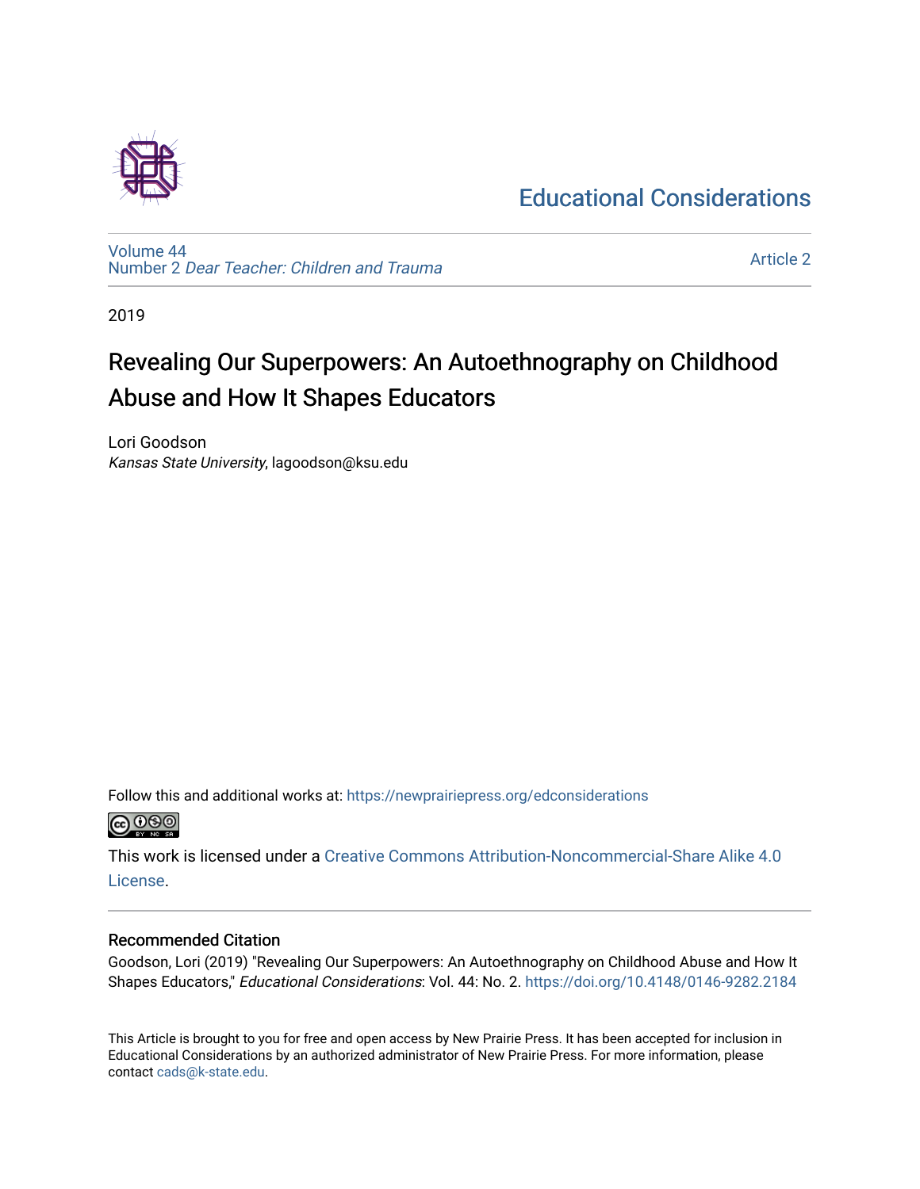Educational Considerations

Volume 44
Number 2 *Dear Teacher: Children and Trauma*

Article 2

2019

# Revealing Our Superpowers: An Autoethnography on Childhood Abuse and How It Shapes Educators

Lori Goodson
*Kansas State University*, lagoodson@ksu.edu

Follow this and additional works at: https://newprairiepress.org/edconsiderations

This work is licensed under a Creative Commons Attribution-Noncommercial-Share Alike 4.0 License.

## Recommended Citation

Goodson, Lori (2019) "Revealing Our Superpowers: An Autoethnography on Childhood Abuse and How It Shapes Educators," *Educational Considerations*: Vol. 44: No. 2. https://doi.org/10.4148/0146-9282.2184

This Article is brought to you for free and open access by New Prairie Press. It has been accepted for inclusion in Educational Considerations by an authorized administrator of New Prairie Press. For more information, please contact cads@k-state.edu.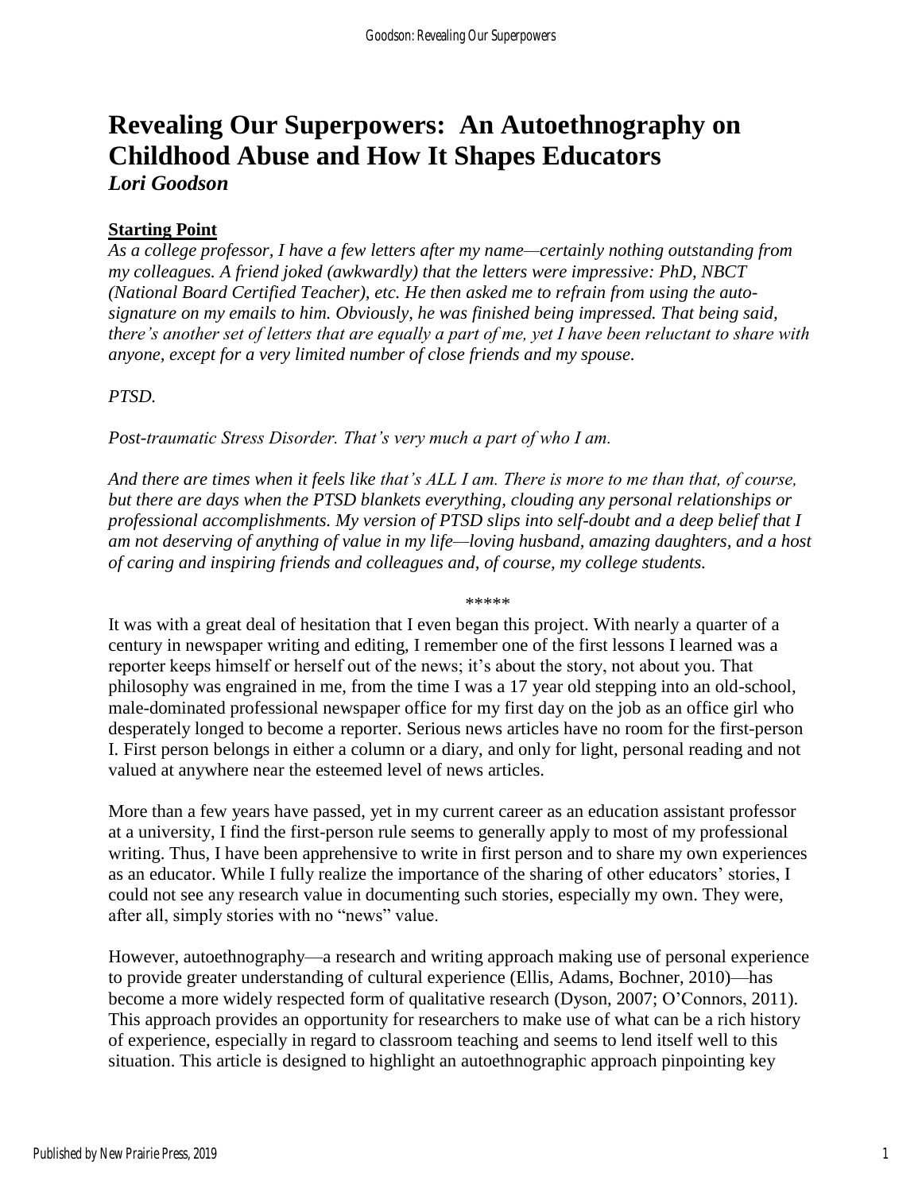# Revealing Our Superpowers: An Autoethnography on Childhood Abuse and How It Shapes Educators

***Lori Goodson***

**Starting Point**

*As a college professor, I have a few letters after my name—certainly nothing outstanding from my colleagues. A friend joked (awkwardly) that the letters were impressive: PhD, NBCT (National Board Certified Teacher), etc. He then asked me to refrain from using the auto-signature on my emails to him. Obviously, he was finished being impressed. That being said, there's another set of letters that are equally a part of me, yet I have been reluctant to share with anyone, except for a very limited number of close friends and my spouse.*

*PTSD.*

*Post-traumatic Stress Disorder. That's very much a part of who I am.*

*And there are times when it feels like that's ALL I am. There is more to me than that, of course, but there are days when the PTSD blankets everything, clouding any personal relationships or professional accomplishments. My version of PTSD slips into self-doubt and a deep belief that I am not deserving of anything of value in my life—loving husband, amazing daughters, and a host of caring and inspiring friends and colleagues and, of course, my college students.*

\*\*\*\*\*

It was with a great deal of hesitation that I even began this project. With nearly a quarter of a century in newspaper writing and editing, I remember one of the first lessons I learned was a reporter keeps himself or herself out of the news; it's about the story, not about you. That philosophy was engrained in me, from the time I was a 17 year old stepping into an old-school, male-dominated professional newspaper office for my first day on the job as an office girl who desperately longed to become a reporter. Serious news articles have no room for the first-person I. First person belongs in either a column or a diary, and only for light, personal reading and not valued at anywhere near the esteemed level of news articles.

More than a few years have passed, yet in my current career as an education assistant professor at a university, I find the first-person rule seems to generally apply to most of my professional writing. Thus, I have been apprehensive to write in first person and to share my own experiences as an educator. While I fully realize the importance of the sharing of other educators' stories, I could not see any research value in documenting such stories, especially my own. They were, after all, simply stories with no "news" value.

However, autoethnography—a research and writing approach making use of personal experience to provide greater understanding of cultural experience (Ellis, Adams, Bochner, 2010)—has become a more widely respected form of qualitative research (Dyson, 2007; O'Connors, 2011). This approach provides an opportunity for researchers to make use of what can be a rich history of experience, especially in regard to classroom teaching and seems to lend itself well to this situation. This article is designed to highlight an autoethnographic approach pinpointing key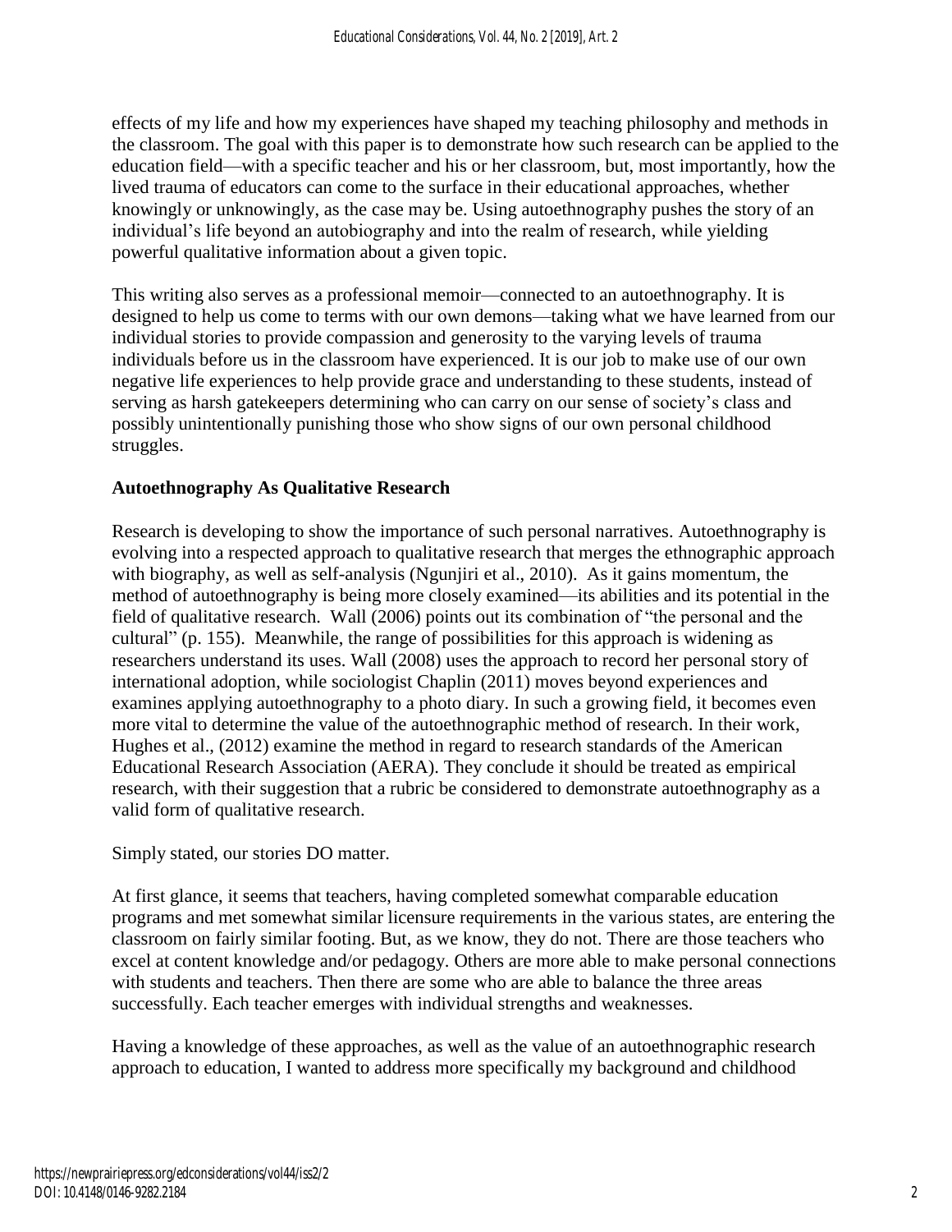effects of my life and how my experiences have shaped my teaching philosophy and methods in the classroom. The goal with this paper is to demonstrate how such research can be applied to the education field—with a specific teacher and his or her classroom, but, most importantly, how the lived trauma of educators can come to the surface in their educational approaches, whether knowingly or unknowingly, as the case may be. Using autoethnography pushes the story of an individual's life beyond an autobiography and into the realm of research, while yielding powerful qualitative information about a given topic.

This writing also serves as a professional memoir—connected to an autoethnography. It is designed to help us come to terms with our own demons—taking what we have learned from our individual stories to provide compassion and generosity to the varying levels of trauma individuals before us in the classroom have experienced. It is our job to make use of our own negative life experiences to help provide grace and understanding to these students, instead of serving as harsh gatekeepers determining who can carry on our sense of society's class and possibly unintentionally punishing those who show signs of our own personal childhood struggles.

**Autoethnography As Qualitative Research**

Research is developing to show the importance of such personal narratives. Autoethnography is evolving into a respected approach to qualitative research that merges the ethnographic approach with biography, as well as self-analysis (Ngunjiri et al., 2010). As it gains momentum, the method of autoethnography is being more closely examined—its abilities and its potential in the field of qualitative research. Wall (2006) points out its combination of "the personal and the cultural" (p. 155). Meanwhile, the range of possibilities for this approach is widening as researchers understand its uses. Wall (2008) uses the approach to record her personal story of international adoption, while sociologist Chaplin (2011) moves beyond experiences and examines applying autoethnography to a photo diary. In such a growing field, it becomes even more vital to determine the value of the autoethnographic method of research. In their work, Hughes et al., (2012) examine the method in regard to research standards of the American Educational Research Association (AERA). They conclude it should be treated as empirical research, with their suggestion that a rubric be considered to demonstrate autoethnography as a valid form of qualitative research.

Simply stated, our stories DO matter.

At first glance, it seems that teachers, having completed somewhat comparable education programs and met somewhat similar licensure requirements in the various states, are entering the classroom on fairly similar footing. But, as we know, they do not. There are those teachers who excel at content knowledge and/or pedagogy. Others are more able to make personal connections with students and teachers. Then there are some who are able to balance the three areas successfully. Each teacher emerges with individual strengths and weaknesses.

Having a knowledge of these approaches, as well as the value of an autoethnographic research approach to education, I wanted to address more specifically my background and childhood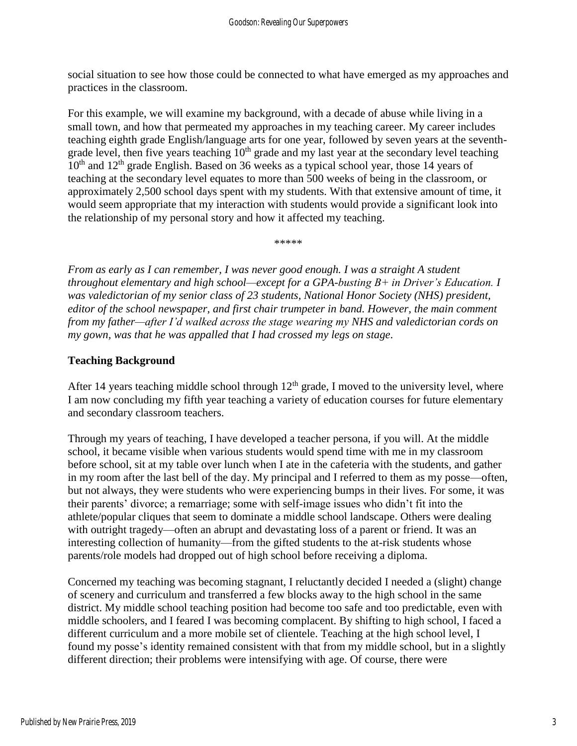social situation to see how those could be connected to what have emerged as my approaches and practices in the classroom.

For this example, we will examine my background, with a decade of abuse while living in a small town, and how that permeated my approaches in my teaching career. My career includes teaching eighth grade English/language arts for one year, followed by seven years at the seventh-grade level, then five years teaching 10th grade and my last year at the secondary level teaching 10th and 12th grade English. Based on 36 weeks as a typical school year, those 14 years of teaching at the secondary level equates to more than 500 weeks of being in the classroom, or approximately 2,500 school days spent with my students. With that extensive amount of time, it would seem appropriate that my interaction with students would provide a significant look into the relationship of my personal story and how it affected my teaching.

*****

*From as early as I can remember, I was never good enough. I was a straight A student throughout elementary and high school—except for a GPA-busting B+ in Driver's Education. I was valedictorian of my senior class of 23 students, National Honor Society (NHS) president, editor of the school newspaper, and first chair trumpeter in band. However, the main comment from my father—after I'd walked across the stage wearing my NHS and valedictorian cords on my gown, was that he was appalled that I had crossed my legs on stage.*

## Teaching Background

After 14 years teaching middle school through 12th grade, I moved to the university level, where I am now concluding my fifth year teaching a variety of education courses for future elementary and secondary classroom teachers.

Through my years of teaching, I have developed a teacher persona, if you will. At the middle school, it became visible when various students would spend time with me in my classroom before school, sit at my table over lunch when I ate in the cafeteria with the students, and gather in my room after the last bell of the day. My principal and I referred to them as my posse—often, but not always, they were students who were experiencing bumps in their lives. For some, it was their parents' divorce; a remarriage; some with self-image issues who didn't fit into the athlete/popular cliques that seem to dominate a middle school landscape. Others were dealing with outright tragedy—often an abrupt and devastating loss of a parent or friend. It was an interesting collection of humanity—from the gifted students to the at-risk students whose parents/role models had dropped out of high school before receiving a diploma.

Concerned my teaching was becoming stagnant, I reluctantly decided I needed a (slight) change of scenery and curriculum and transferred a few blocks away to the high school in the same district. My middle school teaching position had become too safe and too predictable, even with middle schoolers, and I feared I was becoming complacent. By shifting to high school, I faced a different curriculum and a more mobile set of clientele. Teaching at the high school level, I found my posse's identity remained consistent with that from my middle school, but in a slightly different direction; their problems were intensifying with age. Of course, there were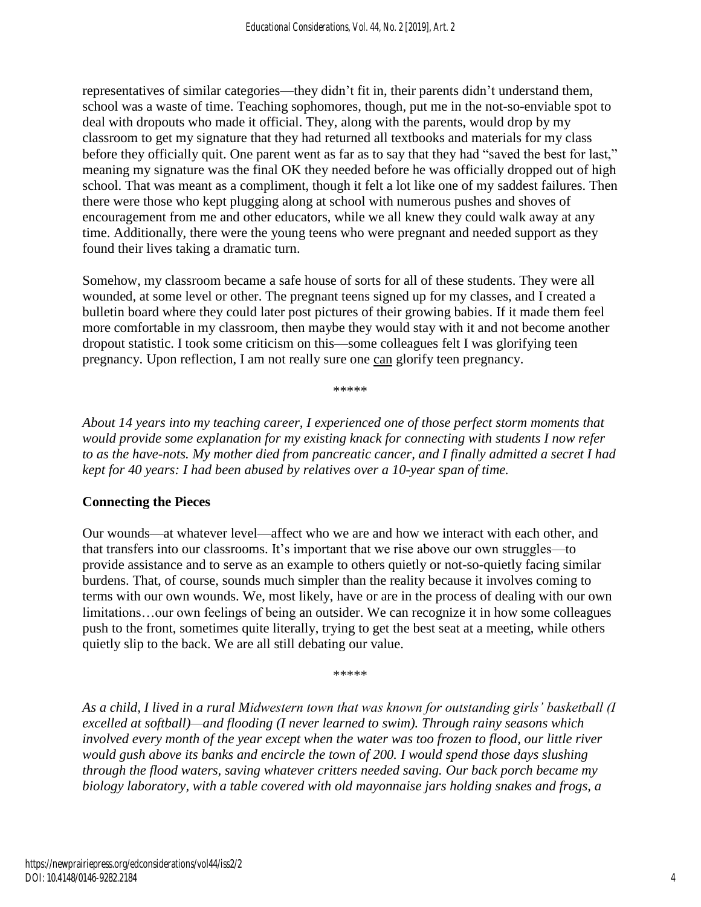representatives of similar categories—they didn't fit in, their parents didn't understand them, school was a waste of time. Teaching sophomores, though, put me in the not-so-enviable spot to deal with dropouts who made it official. They, along with the parents, would drop by my classroom to get my signature that they had returned all textbooks and materials for my class before they officially quit. One parent went as far as to say that they had "saved the best for last," meaning my signature was the final OK they needed before he was officially dropped out of high school. That was meant as a compliment, though it felt a lot like one of my saddest failures. Then there were those who kept plugging along at school with numerous pushes and shoves of encouragement from me and other educators, while we all knew they could walk away at any time. Additionally, there were the young teens who were pregnant and needed support as they found their lives taking a dramatic turn.

Somehow, my classroom became a safe house of sorts for all of these students. They were all wounded, at some level or other. The pregnant teens signed up for my classes, and I created a bulletin board where they could later post pictures of their growing babies. If it made them feel more comfortable in my classroom, then maybe they would stay with it and not become another dropout statistic. I took some criticism on this—some colleagues felt I was glorifying teen pregnancy. Upon reflection, I am not really sure one <u>can</u> glorify teen pregnancy.

\*\*\*\*\*

*About 14 years into my teaching career, I experienced one of those perfect storm moments that would provide some explanation for my existing knack for connecting with students I now refer to as the have-nots. My mother died from pancreatic cancer, and I finally admitted a secret I had kept for 40 years: I had been abused by relatives over a 10-year span of time.*

## Connecting the Pieces

Our wounds—at whatever level—affect who we are and how we interact with each other, and that transfers into our classrooms. It's important that we rise above our own struggles—to provide assistance and to serve as an example to others quietly or not-so-quietly facing similar burdens. That, of course, sounds much simpler than the reality because it involves coming to terms with our own wounds. We, most likely, have or are in the process of dealing with our own limitations…our own feelings of being an outsider. We can recognize it in how some colleagues push to the front, sometimes quite literally, trying to get the best seat at a meeting, while others quietly slip to the back. We are all still debating our value.

\*\*\*\*\*

*As a child, I lived in a rural Midwestern town that was known for outstanding girls' basketball (I excelled at softball)—and flooding (I never learned to swim). Through rainy seasons which involved every month of the year except when the water was too frozen to flood, our little river would gush above its banks and encircle the town of 200. I would spend those days slushing through the flood waters, saving whatever critters needed saving. Our back porch became my biology laboratory, with a table covered with old mayonnaise jars holding snakes and frogs, a*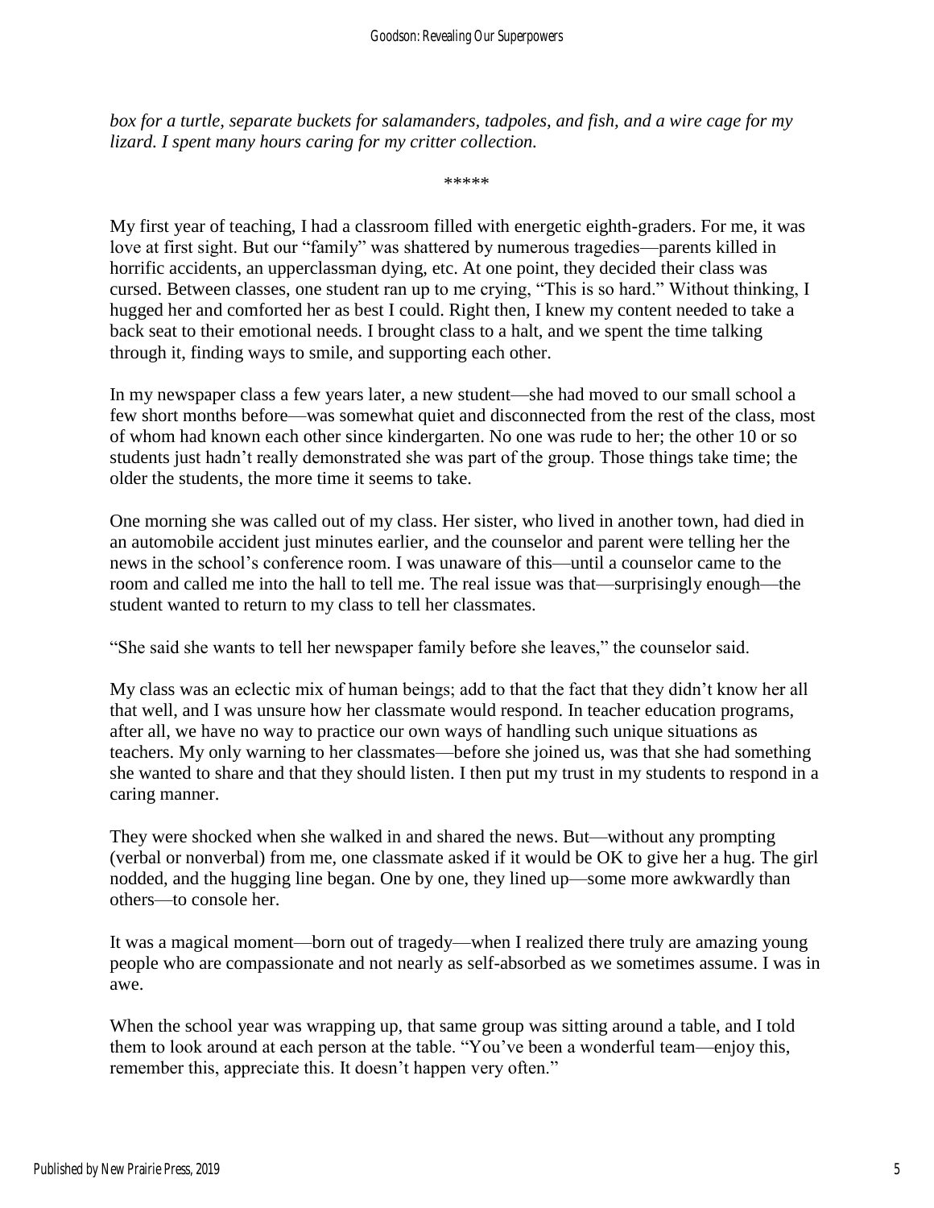*box for a turtle, separate buckets for salamanders, tadpoles, and fish, and a wire cage for my lizard. I spent many hours caring for my critter collection.*

\*\*\*\*\*

My first year of teaching, I had a classroom filled with energetic eighth-graders. For me, it was love at first sight. But our "family" was shattered by numerous tragedies—parents killed in horrific accidents, an upperclassman dying, etc. At one point, they decided their class was cursed. Between classes, one student ran up to me crying, "This is so hard." Without thinking, I hugged her and comforted her as best I could. Right then, I knew my content needed to take a back seat to their emotional needs. I brought class to a halt, and we spent the time talking through it, finding ways to smile, and supporting each other.

In my newspaper class a few years later, a new student—she had moved to our small school a few short months before—was somewhat quiet and disconnected from the rest of the class, most of whom had known each other since kindergarten. No one was rude to her; the other 10 or so students just hadn't really demonstrated she was part of the group. Those things take time; the older the students, the more time it seems to take.

One morning she was called out of my class. Her sister, who lived in another town, had died in an automobile accident just minutes earlier, and the counselor and parent were telling her the news in the school's conference room. I was unaware of this—until a counselor came to the room and called me into the hall to tell me. The real issue was that—surprisingly enough—the student wanted to return to my class to tell her classmates.

"She said she wants to tell her newspaper family before she leaves," the counselor said.

My class was an eclectic mix of human beings; add to that the fact that they didn't know her all that well, and I was unsure how her classmate would respond. In teacher education programs, after all, we have no way to practice our own ways of handling such unique situations as teachers. My only warning to her classmates—before she joined us, was that she had something she wanted to share and that they should listen. I then put my trust in my students to respond in a caring manner.

They were shocked when she walked in and shared the news. But—without any prompting (verbal or nonverbal) from me, one classmate asked if it would be OK to give her a hug. The girl nodded, and the hugging line began. One by one, they lined up—some more awkwardly than others—to console her.

It was a magical moment—born out of tragedy—when I realized there truly are amazing young people who are compassionate and not nearly as self-absorbed as we sometimes assume. I was in awe.

When the school year was wrapping up, that same group was sitting around a table, and I told them to look around at each person at the table. "You've been a wonderful team—enjoy this, remember this, appreciate this. It doesn't happen very often."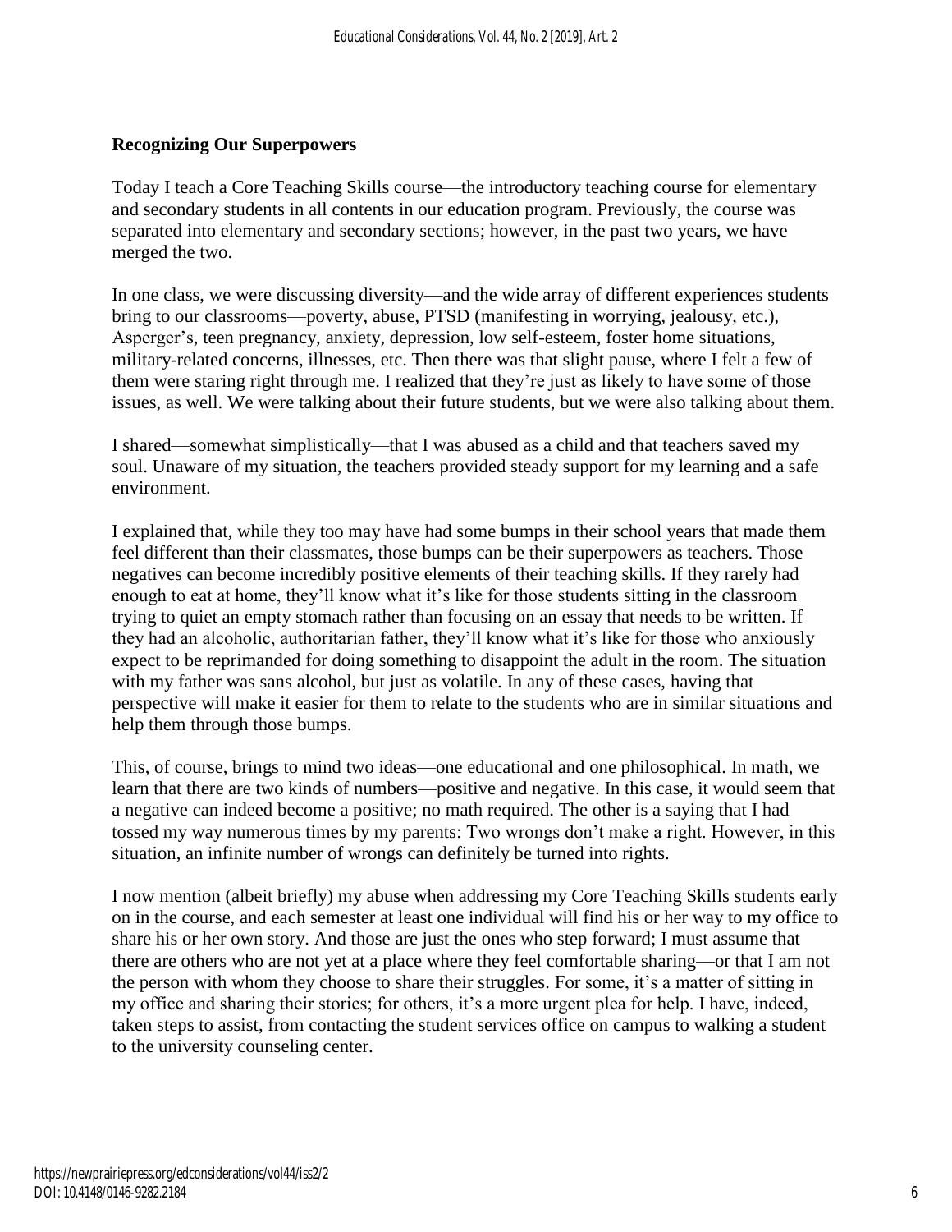## Recognizing Our Superpowers

Today I teach a Core Teaching Skills course—the introductory teaching course for elementary and secondary students in all contents in our education program. Previously, the course was separated into elementary and secondary sections; however, in the past two years, we have merged the two.

In one class, we were discussing diversity—and the wide array of different experiences students bring to our classrooms—poverty, abuse, PTSD (manifesting in worrying, jealousy, etc.), Asperger's, teen pregnancy, anxiety, depression, low self-esteem, foster home situations, military-related concerns, illnesses, etc. Then there was that slight pause, where I felt a few of them were staring right through me. I realized that they're just as likely to have some of those issues, as well. We were talking about their future students, but we were also talking about them.

I shared—somewhat simplistically—that I was abused as a child and that teachers saved my soul. Unaware of my situation, the teachers provided steady support for my learning and a safe environment.

I explained that, while they too may have had some bumps in their school years that made them feel different than their classmates, those bumps can be their superpowers as teachers. Those negatives can become incredibly positive elements of their teaching skills. If they rarely had enough to eat at home, they'll know what it's like for those students sitting in the classroom trying to quiet an empty stomach rather than focusing on an essay that needs to be written. If they had an alcoholic, authoritarian father, they'll know what it's like for those who anxiously expect to be reprimanded for doing something to disappoint the adult in the room. The situation with my father was sans alcohol, but just as volatile. In any of these cases, having that perspective will make it easier for them to relate to the students who are in similar situations and help them through those bumps.

This, of course, brings to mind two ideas—one educational and one philosophical. In math, we learn that there are two kinds of numbers—positive and negative. In this case, it would seem that a negative can indeed become a positive; no math required. The other is a saying that I had tossed my way numerous times by my parents: Two wrongs don't make a right. However, in this situation, an infinite number of wrongs can definitely be turned into rights.

I now mention (albeit briefly) my abuse when addressing my Core Teaching Skills students early on in the course, and each semester at least one individual will find his or her way to my office to share his or her own story. And those are just the ones who step forward; I must assume that there are others who are not yet at a place where they feel comfortable sharing—or that I am not the person with whom they choose to share their struggles. For some, it's a matter of sitting in my office and sharing their stories; for others, it's a more urgent plea for help. I have, indeed, taken steps to assist, from contacting the student services office on campus to walking a student to the university counseling center.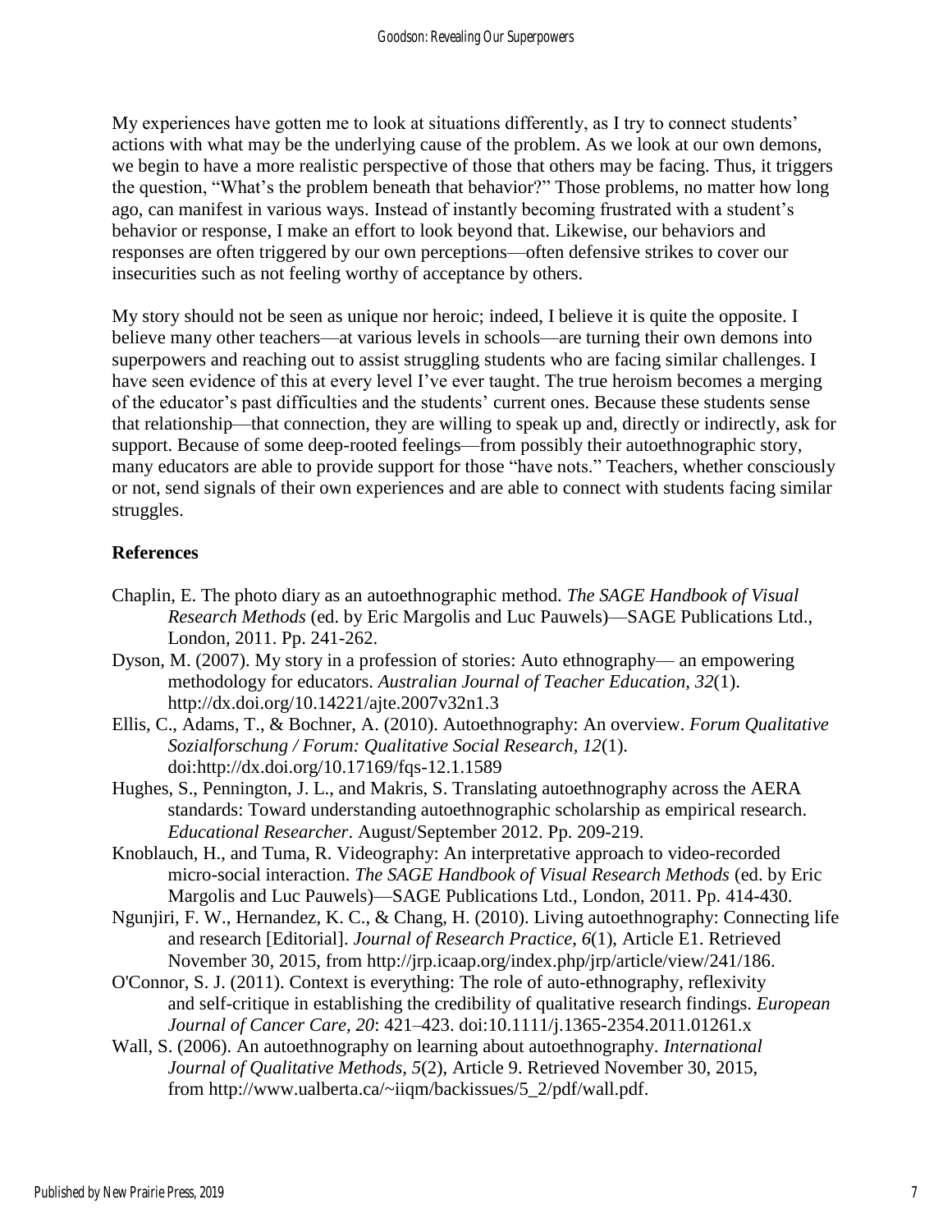My experiences have gotten me to look at situations differently, as I try to connect students' actions with what may be the underlying cause of the problem. As we look at our own demons, we begin to have a more realistic perspective of those that others may be facing. Thus, it triggers the question, "What's the problem beneath that behavior?" Those problems, no matter how long ago, can manifest in various ways. Instead of instantly becoming frustrated with a student's behavior or response, I make an effort to look beyond that. Likewise, our behaviors and responses are often triggered by our own perceptions—often defensive strikes to cover our insecurities such as not feeling worthy of acceptance by others.

My story should not be seen as unique nor heroic; indeed, I believe it is quite the opposite. I believe many other teachers—at various levels in schools—are turning their own demons into superpowers and reaching out to assist struggling students who are facing similar challenges. I have seen evidence of this at every level I've ever taught. The true heroism becomes a merging of the educator's past difficulties and the students' current ones. Because these students sense that relationship—that connection, they are willing to speak up and, directly or indirectly, ask for support. Because of some deep-rooted feelings—from possibly their autoethnographic story, many educators are able to provide support for those "have nots." Teachers, whether consciously or not, send signals of their own experiences and are able to connect with students facing similar struggles.

## References

Chaplin, E. The photo diary as an autoethnographic method. *The SAGE Handbook of Visual Research Methods* (ed. by Eric Margolis and Luc Pauwels)—SAGE Publications Ltd., London, 2011. Pp. 241-262.

Dyson, M. (2007). My story in a profession of stories: Auto ethnography— an empowering methodology for educators. *Australian Journal of Teacher Education*, *32*(1). http://dx.doi.org/10.14221/ajte.2007v32n1.3

Ellis, C., Adams, T., & Bochner, A. (2010). Autoethnography: An overview. *Forum Qualitative Sozialforschung / Forum: Qualitative Social Research, 12*(1). doi:http://dx.doi.org/10.17169/fqs-12.1.1589

Hughes, S., Pennington, J. L., and Makris, S. Translating autoethnography across the AERA standards: Toward understanding autoethnographic scholarship as empirical research. *Educational Researcher*. August/September 2012. Pp. 209-219.

Knoblauch, H., and Tuma, R. Videography: An interpretative approach to video-recorded micro-social interaction. *The SAGE Handbook of Visual Research Methods* (ed. by Eric Margolis and Luc Pauwels)—SAGE Publications Ltd., London, 2011. Pp. 414-430.

Ngunjiri, F. W., Hernandez, K. C., & Chang, H. (2010). Living autoethnography: Connecting life and research [Editorial]. *Journal of Research Practice*, *6*(1), Article E1. Retrieved November 30, 2015, from http://jrp.icaap.org/index.php/jrp/article/view/241/186.

O'Connor, S. J. (2011). Context is everything: The role of auto-ethnography, reflexivity and self-critique in establishing the credibility of qualitative research findings. *European Journal of Cancer Care, 20*: 421–423. doi:10.1111/j.1365-2354.2011.01261.x

Wall, S. (2006). An autoethnography on learning about autoethnography. *International Journal of Qualitative Methods, 5*(2), Article 9. Retrieved November 30, 2015, from http://www.ualberta.ca/~iiqm/backissues/5_2/pdf/wall.pdf.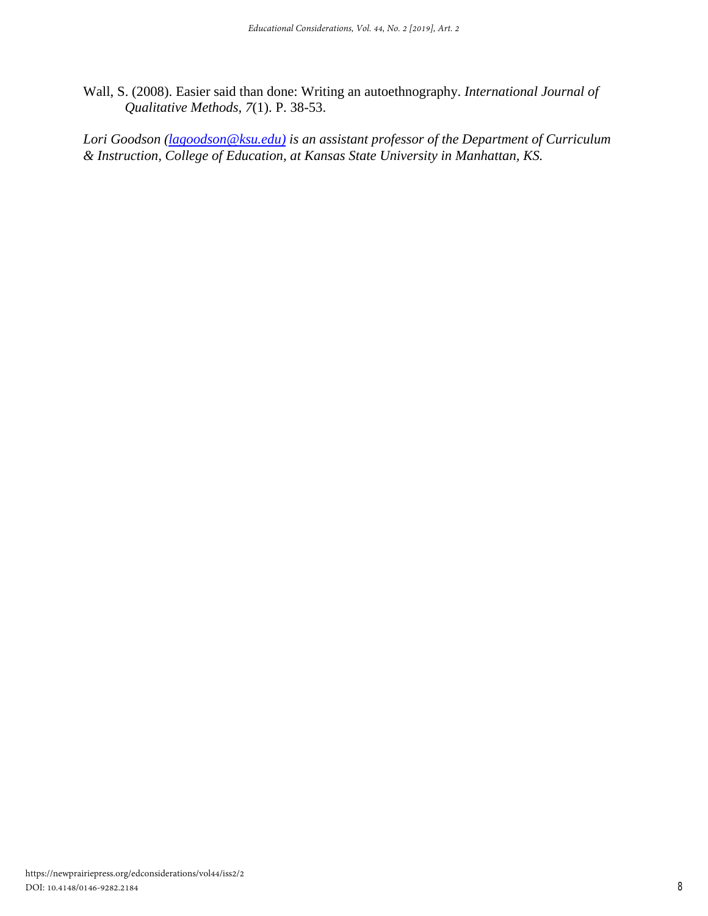Wall, S. (2008). Easier said than done: Writing an autoethnography. *International Journal of Qualitative Methods, 7*(1). P. 38-53.

*Lori Goodson (lagoodson@ksu.edu) is an assistant professor of the Department of Curriculum & Instruction, College of Education, at Kansas State University in Manhattan, KS.*